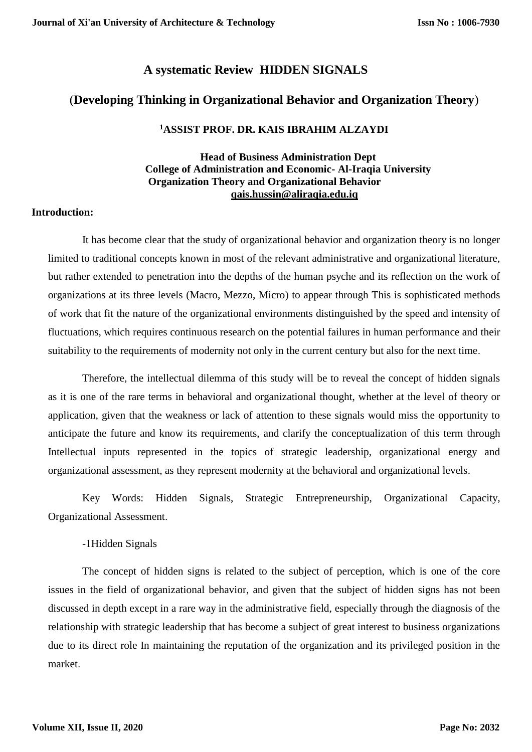# A systematic Review HIDDEN SIGNALS

## (Developing Thinking in Organizational Behavior and Organization Theory)

**[1]ASSIST PROF. DR. KAIS IBRAHIM ALZAYDI**

**Head of Business Administration Dept**
**College of Administration and Economic- Al-Iraqia University**
**Organization Theory and Organizational Behavior**
**qais.hussin@aliraqia.edu.iq**

**Introduction:**

It has become clear that the study of organizational behavior and organization theory is no longer limited to traditional concepts known in most of the relevant administrative and organizational literature, but rather extended to penetration into the depths of the human psyche and its reflection on the work of organizations at its three levels (Macro, Mezzo, Micro) to appear through This is sophisticated methods of work that fit the nature of the organizational environments distinguished by the speed and intensity of fluctuations, which requires continuous research on the potential failures in human performance and their suitability to the requirements of modernity not only in the current century but also for the next time.

Therefore, the intellectual dilemma of this study will be to reveal the concept of hidden signals as it is one of the rare terms in behavioral and organizational thought, whether at the level of theory or application, given that the weakness or lack of attention to these signals would miss the opportunity to anticipate the future and know its requirements, and clarify the conceptualization of this term through Intellectual inputs represented in the topics of strategic leadership, organizational energy and organizational assessment, as they represent modernity at the behavioral and organizational levels.

Key Words: Hidden Signals, Strategic Entrepreneurship, Organizational Capacity, Organizational Assessment.

-1Hidden Signals

The concept of hidden signs is related to the subject of perception, which is one of the core issues in the field of organizational behavior, and given that the subject of hidden signs has not been discussed in depth except in a rare way in the administrative field, especially through the diagnosis of the relationship with strategic leadership that has become a subject of great interest to business organizations due to its direct role In maintaining the reputation of the organization and its privileged position in the market.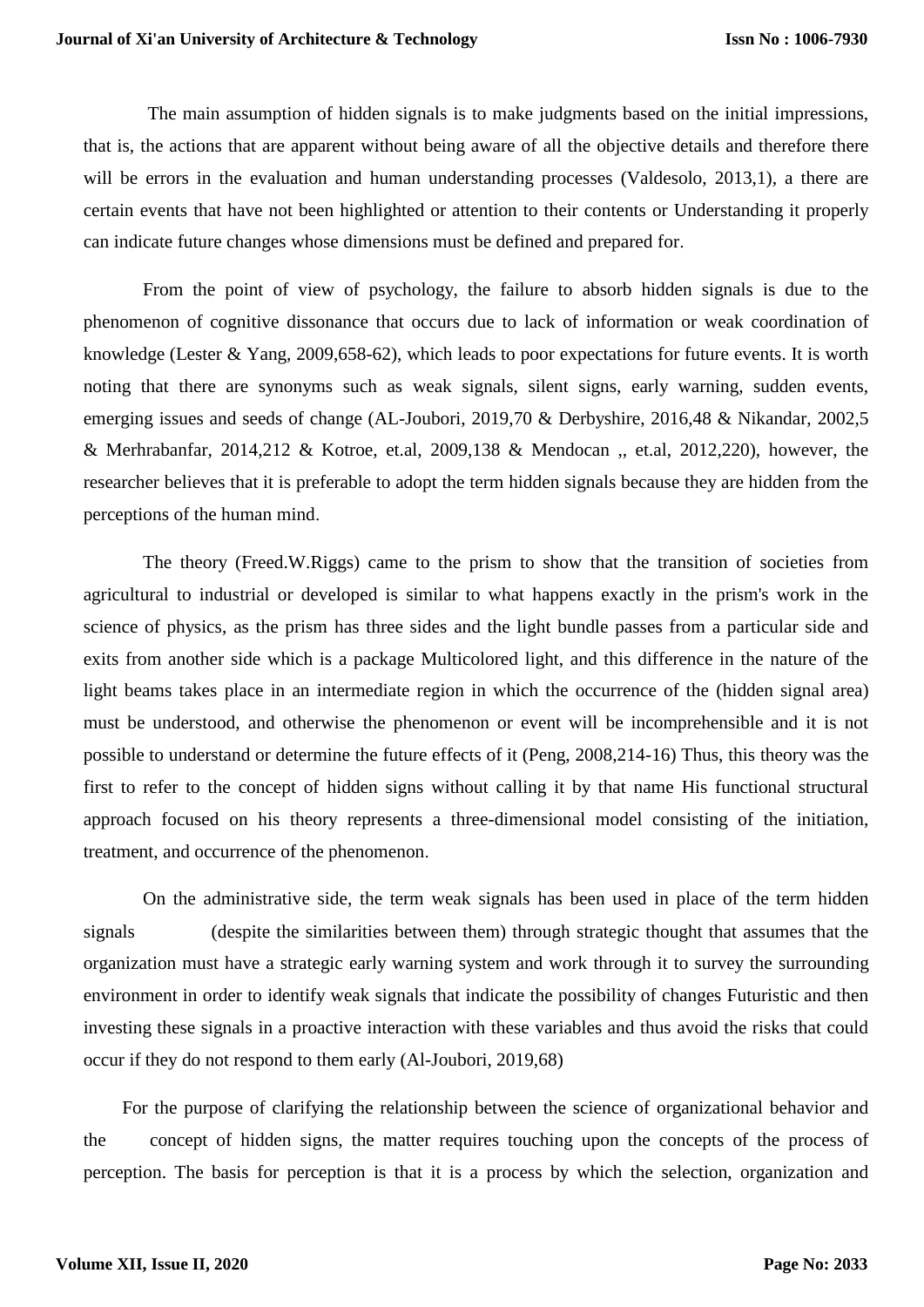The main assumption of hidden signals is to make judgments based on the initial impressions, that is, the actions that are apparent without being aware of all the objective details and therefore there will be errors in the evaluation and human understanding processes (Valdesolo, 2013,1), a there are certain events that have not been highlighted or attention to their contents or Understanding it properly can indicate future changes whose dimensions must be defined and prepared for.

From the point of view of psychology, the failure to absorb hidden signals is due to the phenomenon of cognitive dissonance that occurs due to lack of information or weak coordination of knowledge (Lester & Yang, 2009,658-62), which leads to poor expectations for future events. It is worth noting that there are synonyms such as weak signals, silent signs, early warning, sudden events, emerging issues and seeds of change (AL-Joubori, 2019,70 & Derbyshire, 2016,48 & Nikandar, 2002,5 & Merhrabanfar, 2014,212 & Kotroe, et.al, 2009,138 & Mendocan ,, et.al, 2012,220), however, the researcher believes that it is preferable to adopt the term hidden signals because they are hidden from the perceptions of the human mind.

The theory (Freed.W.Riggs) came to the prism to show that the transition of societies from agricultural to industrial or developed is similar to what happens exactly in the prism's work in the science of physics, as the prism has three sides and the light bundle passes from a particular side and exits from another side which is a package Multicolored light, and this difference in the nature of the light beams takes place in an intermediate region in which the occurrence of the (hidden signal area) must be understood, and otherwise the phenomenon or event will be incomprehensible and it is not possible to understand or determine the future effects of it (Peng, 2008,214-16) Thus, this theory was the first to refer to the concept of hidden signs without calling it by that name His functional structural approach focused on his theory represents a three-dimensional model consisting of the initiation, treatment, and occurrence of the phenomenon.

On the administrative side, the term weak signals has been used in place of the term hidden signals (despite the similarities between them) through strategic thought that assumes that the organization must have a strategic early warning system and work through it to survey the surrounding environment in order to identify weak signals that indicate the possibility of changes Futuristic and then investing these signals in a proactive interaction with these variables and thus avoid the risks that could occur if they do not respond to them early (Al-Joubori, 2019,68)

For the purpose of clarifying the relationship between the science of organizational behavior and the concept of hidden signs, the matter requires touching upon the concepts of the process of perception. The basis for perception is that it is a process by which the selection, organization and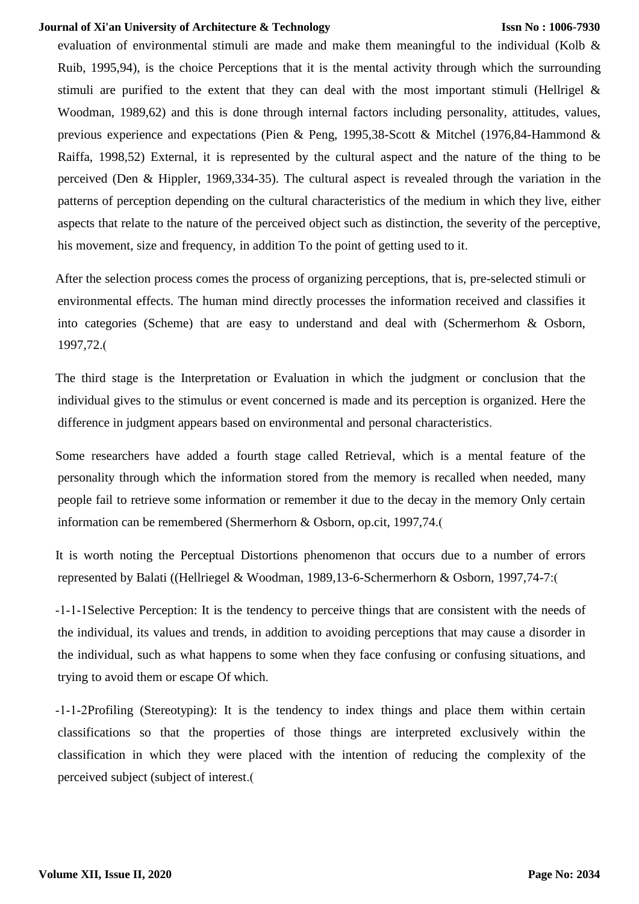evaluation of environmental stimuli are made and make them meaningful to the individual (Kolb & Ruib, 1995,94), is the choice Perceptions that it is the mental activity through which the surrounding stimuli are purified to the extent that they can deal with the most important stimuli (Hellrigel & Woodman, 1989,62) and this is done through internal factors including personality, attitudes, values, previous experience and expectations (Pien & Peng, 1995,38-Scott & Mitchel (1976,84-Hammond & Raiffa, 1998,52) External, it is represented by the cultural aspect and the nature of the thing to be perceived (Den & Hippler, 1969,334-35). The cultural aspect is revealed through the variation in the patterns of perception depending on the cultural characteristics of the medium in which they live, either aspects that relate to the nature of the perceived object such as distinction, the severity of the perceptive, his movement, size and frequency, in addition To the point of getting used to it.

After the selection process comes the process of organizing perceptions, that is, pre-selected stimuli or environmental effects. The human mind directly processes the information received and classifies it into categories (Scheme) that are easy to understand and deal with (Schermerhom & Osborn, 1997,72.(

The third stage is the Interpretation or Evaluation in which the judgment or conclusion that the individual gives to the stimulus or event concerned is made and its perception is organized. Here the difference in judgment appears based on environmental and personal characteristics.

Some researchers have added a fourth stage called Retrieval, which is a mental feature of the personality through which the information stored from the memory is recalled when needed, many people fail to retrieve some information or remember it due to the decay in the memory Only certain information can be remembered (Shermerhorn & Osborn, op.cit, 1997,74.(

It is worth noting the Perceptual Distortions phenomenon that occurs due to a number of errors represented by Balati ((Hellriegel & Woodman, 1989,13-6-Schermerhorn & Osborn, 1997,74-7:(

-1-1-1Selective Perception: It is the tendency to perceive things that are consistent with the needs of the individual, its values and trends, in addition to avoiding perceptions that may cause a disorder in the individual, such as what happens to some when they face confusing or confusing situations, and trying to avoid them or escape Of which.

-1-1-2Profiling (Stereotyping): It is the tendency to index things and place them within certain classifications so that the properties of those things are interpreted exclusively within the classification in which they were placed with the intention of reducing the complexity of the perceived subject (subject of interest.(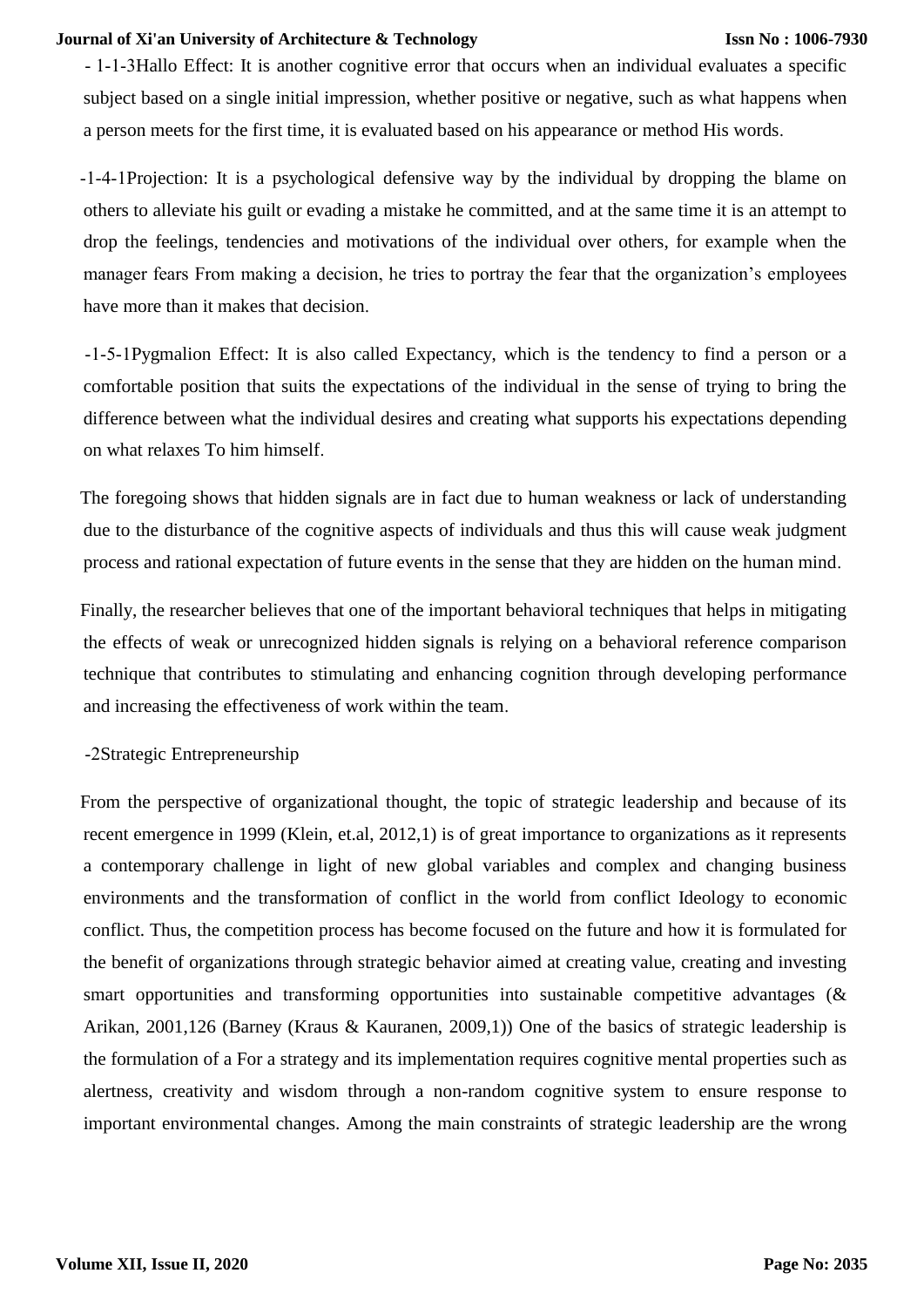- 1-1-3Hallo Effect: It is another cognitive error that occurs when an individual evaluates a specific subject based on a single initial impression, whether positive or negative, such as what happens when a person meets for the first time, it is evaluated based on his appearance or method His words.

-1-4-1Projection: It is a psychological defensive way by the individual by dropping the blame on others to alleviate his guilt or evading a mistake he committed, and at the same time it is an attempt to drop the feelings, tendencies and motivations of the individual over others, for example when the manager fears From making a decision, he tries to portray the fear that the organization's employees have more than it makes that decision.

-1-5-1Pygmalion Effect: It is also called Expectancy, which is the tendency to find a person or a comfortable position that suits the expectations of the individual in the sense of trying to bring the difference between what the individual desires and creating what supports his expectations depending on what relaxes To him himself.

The foregoing shows that hidden signals are in fact due to human weakness or lack of understanding due to the disturbance of the cognitive aspects of individuals and thus this will cause weak judgment process and rational expectation of future events in the sense that they are hidden on the human mind.

Finally, the researcher believes that one of the important behavioral techniques that helps in mitigating the effects of weak or unrecognized hidden signals is relying on a behavioral reference comparison technique that contributes to stimulating and enhancing cognition through developing performance and increasing the effectiveness of work within the team.

-2Strategic Entrepreneurship

From the perspective of organizational thought, the topic of strategic leadership and because of its recent emergence in 1999 (Klein, et.al, 2012,1) is of great importance to organizations as it represents a contemporary challenge in light of new global variables and complex and changing business environments and the transformation of conflict in the world from conflict Ideology to economic conflict. Thus, the competition process has become focused on the future and how it is formulated for the benefit of organizations through strategic behavior aimed at creating value, creating and investing smart opportunities and transforming opportunities into sustainable competitive advantages (& Arikan, 2001,126 (Barney (Kraus & Kauranen, 2009,1)) One of the basics of strategic leadership is the formulation of a For a strategy and its implementation requires cognitive mental properties such as alertness, creativity and wisdom through a non-random cognitive system to ensure response to important environmental changes. Among the main constraints of strategic leadership are the wrong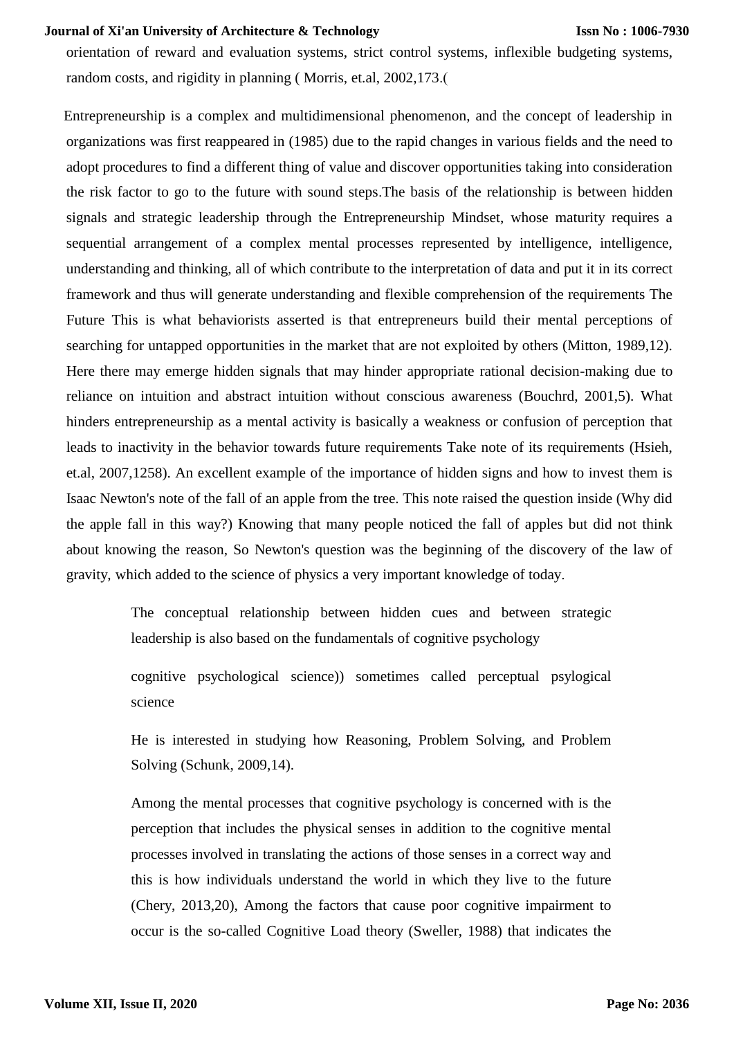orientation of reward and evaluation systems, strict control systems, inflexible budgeting systems, random costs, and rigidity in planning ( Morris, et.al, 2002,173.(

Entrepreneurship is a complex and multidimensional phenomenon, and the concept of leadership in organizations was first reappeared in (1985) due to the rapid changes in various fields and the need to adopt procedures to find a different thing of value and discover opportunities taking into consideration the risk factor to go to the future with sound steps.The basis of the relationship is between hidden signals and strategic leadership through the Entrepreneurship Mindset, whose maturity requires a sequential arrangement of a complex mental processes represented by intelligence, intelligence, understanding and thinking, all of which contribute to the interpretation of data and put it in its correct framework and thus will generate understanding and flexible comprehension of the requirements The Future This is what behaviorists asserted is that entrepreneurs build their mental perceptions of searching for untapped opportunities in the market that are not exploited by others (Mitton, 1989,12). Here there may emerge hidden signals that may hinder appropriate rational decision-making due to reliance on intuition and abstract intuition without conscious awareness (Bouchrd, 2001,5). What hinders entrepreneurship as a mental activity is basically a weakness or confusion of perception that leads to inactivity in the behavior towards future requirements Take note of its requirements (Hsieh, et.al, 2007,1258). An excellent example of the importance of hidden signs and how to invest them is Isaac Newton's note of the fall of an apple from the tree. This note raised the question inside (Why did the apple fall in this way?) Knowing that many people noticed the fall of apples but did not think about knowing the reason, So Newton's question was the beginning of the discovery of the law of gravity, which added to the science of physics a very important knowledge of today.

The conceptual relationship between hidden cues and between strategic leadership is also based on the fundamentals of cognitive psychology

cognitive psychological science)) sometimes called perceptual psylogical science

He is interested in studying how Reasoning, Problem Solving, and Problem Solving (Schunk, 2009,14).

Among the mental processes that cognitive psychology is concerned with is the perception that includes the physical senses in addition to the cognitive mental processes involved in translating the actions of those senses in a correct way and this is how individuals understand the world in which they live to the future (Chery, 2013,20), Among the factors that cause poor cognitive impairment to occur is the so-called Cognitive Load theory (Sweller, 1988) that indicates the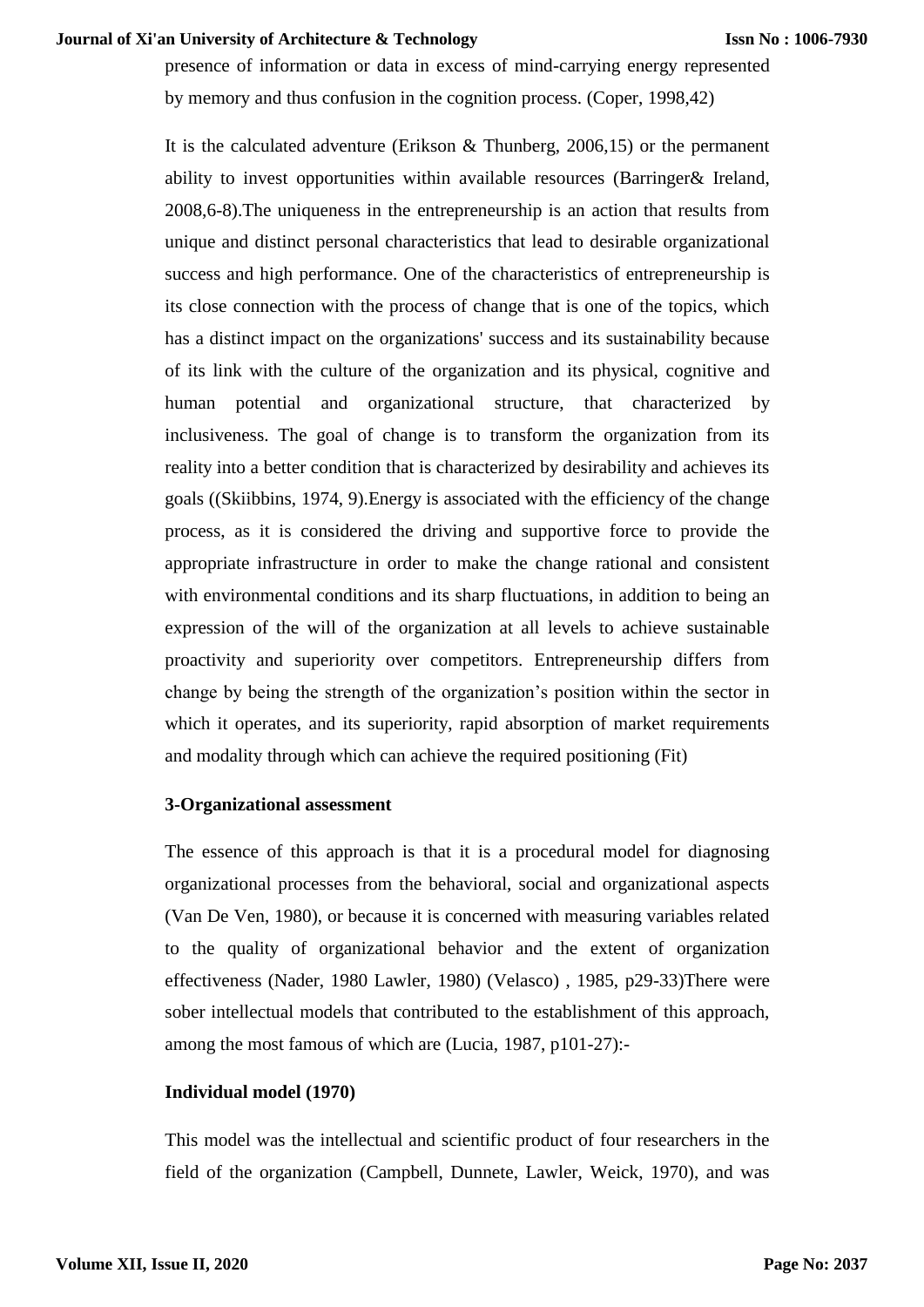presence of information or data in excess of mind-carrying energy represented by memory and thus confusion in the cognition process. (Coper, 1998,42)

It is the calculated adventure (Erikson & Thunberg, 2006,15) or the permanent ability to invest opportunities within available resources (Barringer& Ireland, 2008,6-8).The uniqueness in the entrepreneurship is an action that results from unique and distinct personal characteristics that lead to desirable organizational success and high performance. One of the characteristics of entrepreneurship is its close connection with the process of change that is one of the topics, which has a distinct impact on the organizations' success and its sustainability because of its link with the culture of the organization and its physical, cognitive and human potential and organizational structure, that characterized by inclusiveness. The goal of change is to transform the organization from its reality into a better condition that is characterized by desirability and achieves its goals ((Skiibbins, 1974, 9).Energy is associated with the efficiency of the change process, as it is considered the driving and supportive force to provide the appropriate infrastructure in order to make the change rational and consistent with environmental conditions and its sharp fluctuations, in addition to being an expression of the will of the organization at all levels to achieve sustainable proactivity and superiority over competitors. Entrepreneurship differs from change by being the strength of the organization's position within the sector in which it operates, and its superiority, rapid absorption of market requirements and modality through which can achieve the required positioning (Fit)

**3-Organizational assessment**

The essence of this approach is that it is a procedural model for diagnosing organizational processes from the behavioral, social and organizational aspects (Van De Ven, 1980), or because it is concerned with measuring variables related to the quality of organizational behavior and the extent of organization effectiveness (Nader, 1980 Lawler, 1980) (Velasco) , 1985, p29-33)There were sober intellectual models that contributed to the establishment of this approach, among the most famous of which are (Lucia, 1987, p101-27):-

**Individual model (1970)**

This model was the intellectual and scientific product of four researchers in the field of the organization (Campbell, Dunnete, Lawler, Weick, 1970), and was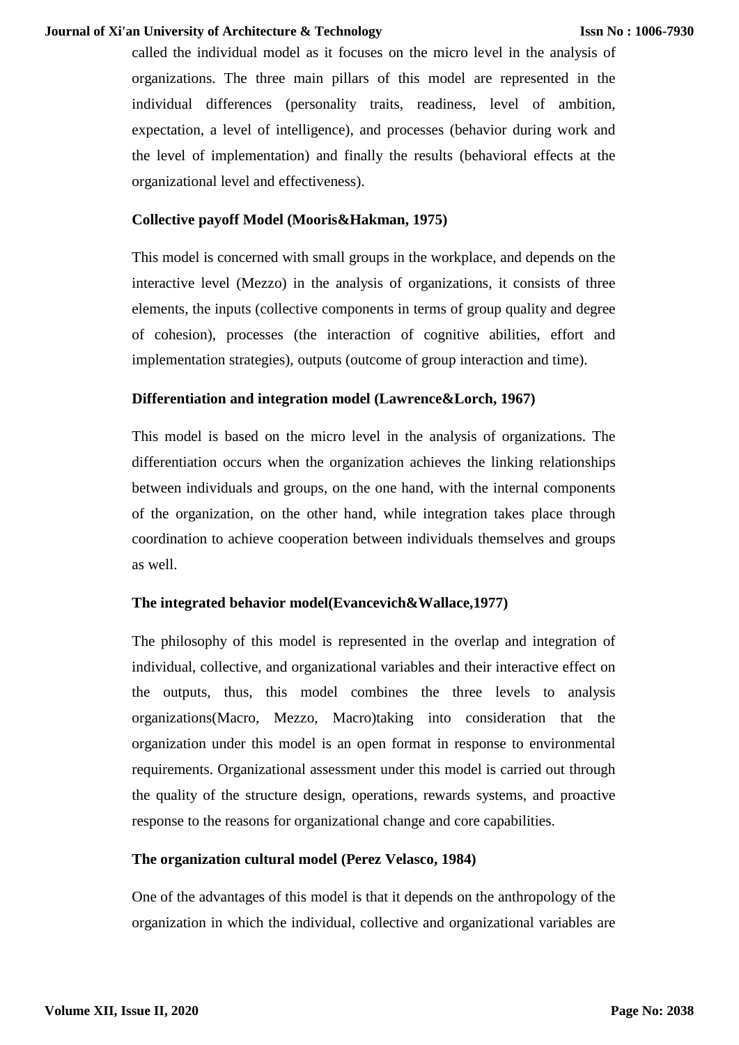called the individual model as it focuses on the micro level in the analysis of organizations. The three main pillars of this model are represented in the individual differences (personality traits, readiness, level of ambition, expectation, a level of intelligence), and processes (behavior during work and the level of implementation) and finally the results (behavioral effects at the organizational level and effectiveness).

**Collective payoff Model (Mooris&Hakman, 1975)**

This model is concerned with small groups in the workplace, and depends on the interactive level (Mezzo) in the analysis of organizations, it consists of three elements, the inputs (collective components in terms of group quality and degree of cohesion), processes (the interaction of cognitive abilities, effort and implementation strategies), outputs (outcome of group interaction and time).

**Differentiation and integration model (Lawrence&Lorch, 1967)**

This model is based on the micro level in the analysis of organizations. The differentiation occurs when the organization achieves the linking relationships between individuals and groups, on the one hand, with the internal components of the organization, on the other hand, while integration takes place through coordination to achieve cooperation between individuals themselves and groups as well.

**The integrated behavior model(Evancevich&Wallace,1977)**

The philosophy of this model is represented in the overlap and integration of individual, collective, and organizational variables and their interactive effect on the outputs, thus, this model combines the three levels to analysis organizations(Macro, Mezzo, Macro)taking into consideration that the organization under this model is an open format in response to environmental requirements. Organizational assessment under this model is carried out through the quality of the structure design, operations, rewards systems, and proactive response to the reasons for organizational change and core capabilities.

**The organization cultural model (Perez Velasco, 1984)**

One of the advantages of this model is that it depends on the anthropology of the organization in which the individual, collective and organizational variables are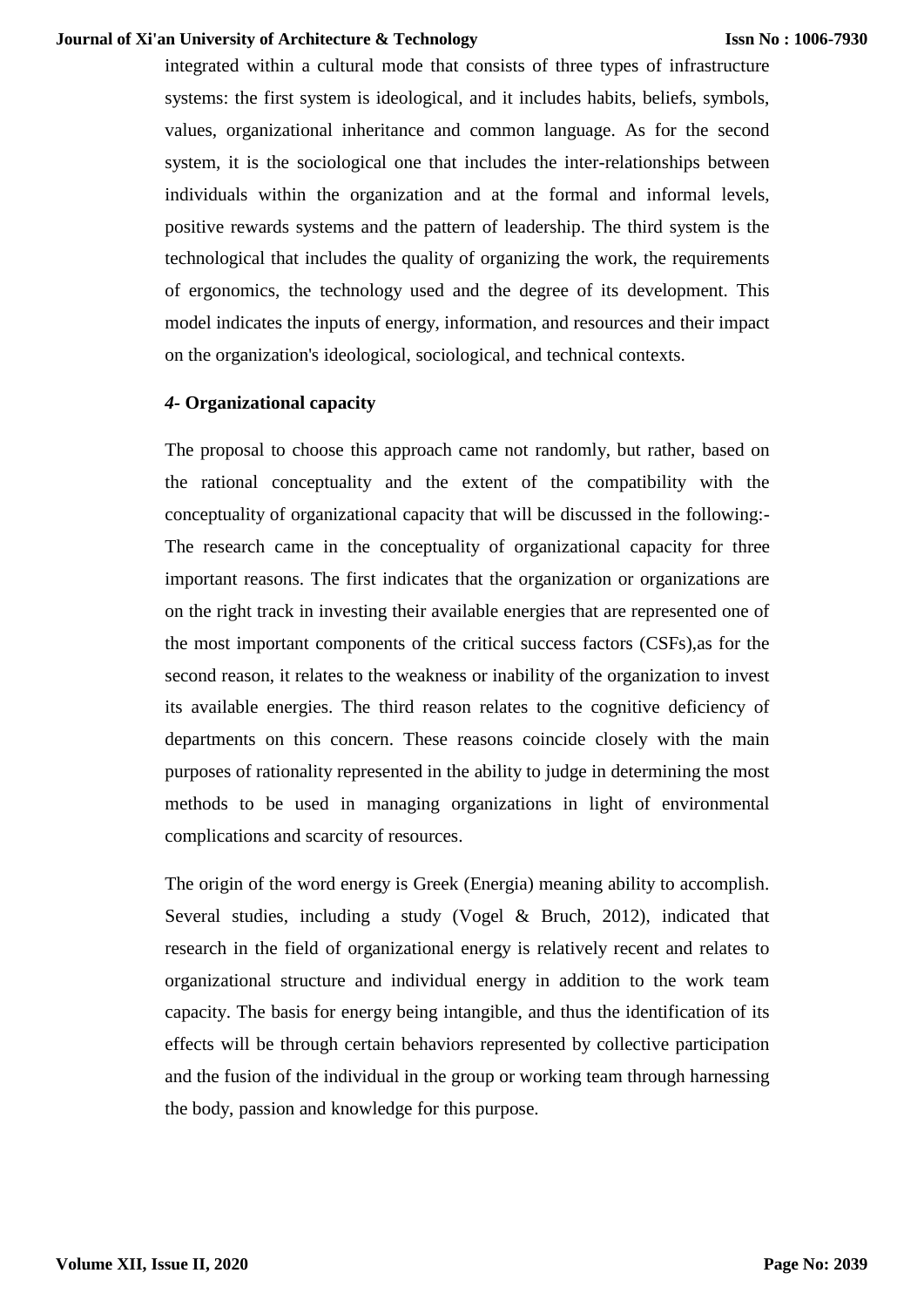integrated within a cultural mode that consists of three types of infrastructure systems: the first system is ideological, and it includes habits, beliefs, symbols, values, organizational inheritance and common language. As for the second system, it is the sociological one that includes the inter-relationships between individuals within the organization and at the formal and informal levels, positive rewards systems and the pattern of leadership. The third system is the technological that includes the quality of organizing the work, the requirements of ergonomics, the technology used and the degree of its development. This model indicates the inputs of energy, information, and resources and their impact on the organization's ideological, sociological, and technical contexts.

### *4*- Organizational capacity

The proposal to choose this approach came not randomly, but rather, based on the rational conceptuality and the extent of the compatibility with the conceptuality of organizational capacity that will be discussed in the following:- The research came in the conceptuality of organizational capacity for three important reasons. The first indicates that the organization or organizations are on the right track in investing their available energies that are represented one of the most important components of the critical success factors (CSFs),as for the second reason, it relates to the weakness or inability of the organization to invest its available energies. The third reason relates to the cognitive deficiency of departments on this concern. These reasons coincide closely with the main purposes of rationality represented in the ability to judge in determining the most methods to be used in managing organizations in light of environmental complications and scarcity of resources.

The origin of the word energy is Greek (Energia) meaning ability to accomplish. Several studies, including a study (Vogel & Bruch, 2012), indicated that research in the field of organizational energy is relatively recent and relates to organizational structure and individual energy in addition to the work team capacity. The basis for energy being intangible, and thus the identification of its effects will be through certain behaviors represented by collective participation and the fusion of the individual in the group or working team through harnessing the body, passion and knowledge for this purpose.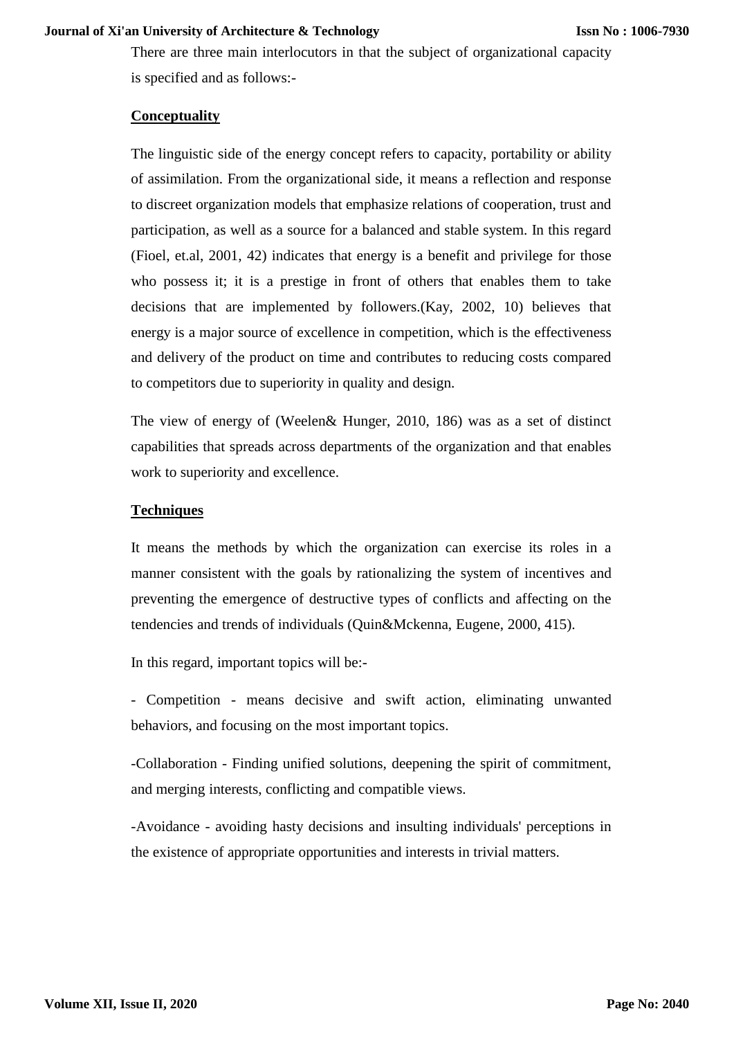There are three main interlocutors in that the subject of organizational capacity is specified and as follows:-

**Conceptuality**

The linguistic side of the energy concept refers to capacity, portability or ability of assimilation. From the organizational side, it means a reflection and response to discreet organization models that emphasize relations of cooperation, trust and participation, as well as a source for a balanced and stable system. In this regard (Fioel, et.al, 2001, 42) indicates that energy is a benefit and privilege for those who possess it; it is a prestige in front of others that enables them to take decisions that are implemented by followers.(Kay, 2002, 10) believes that energy is a major source of excellence in competition, which is the effectiveness and delivery of the product on time and contributes to reducing costs compared to competitors due to superiority in quality and design.

The view of energy of (Weelen& Hunger, 2010, 186) was as a set of distinct capabilities that spreads across departments of the organization and that enables work to superiority and excellence.

**Techniques**

It means the methods by which the organization can exercise its roles in a manner consistent with the goals by rationalizing the system of incentives and preventing the emergence of destructive types of conflicts and affecting on the tendencies and trends of individuals (Quin&Mckenna, Eugene, 2000, 415).

In this regard, important topics will be:-

- Competition - means decisive and swift action, eliminating unwanted behaviors, and focusing on the most important topics.

-Collaboration - Finding unified solutions, deepening the spirit of commitment, and merging interests, conflicting and compatible views.

-Avoidance - avoiding hasty decisions and insulting individuals' perceptions in the existence of appropriate opportunities and interests in trivial matters.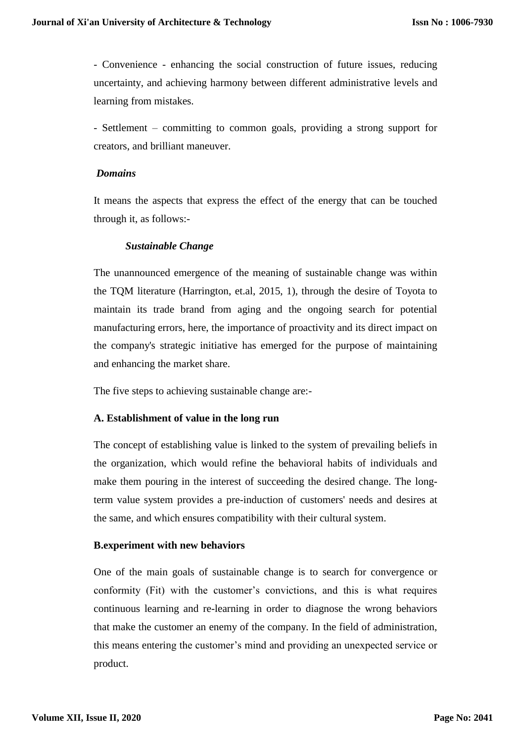- Convenience - enhancing the social construction of future issues, reducing uncertainty, and achieving harmony between different administrative levels and learning from mistakes.

- Settlement – committing to common goals, providing a strong support for creators, and brilliant maneuver.

***Domains***

It means the aspects that express the effect of the energy that can be touched through it, as follows:-

***Sustainable Change***

The unannounced emergence of the meaning of sustainable change was within the TQM literature (Harrington, et.al, 2015, 1), through the desire of Toyota to maintain its trade brand from aging and the ongoing search for potential manufacturing errors, here, the importance of proactivity and its direct impact on the company's strategic initiative has emerged for the purpose of maintaining and enhancing the market share.

The five steps to achieving sustainable change are:-

**A. Establishment of value in the long run**

The concept of establishing value is linked to the system of prevailing beliefs in the organization, which would refine the behavioral habits of individuals and make them pouring in the interest of succeeding the desired change. The long-term value system provides a pre-induction of customers' needs and desires at the same, and which ensures compatibility with their cultural system.

**B.experiment with new behaviors**

One of the main goals of sustainable change is to search for convergence or conformity (Fit) with the customer's convictions, and this is what requires continuous learning and re-learning in order to diagnose the wrong behaviors that make the customer an enemy of the company. In the field of administration, this means entering the customer's mind and providing an unexpected service or product.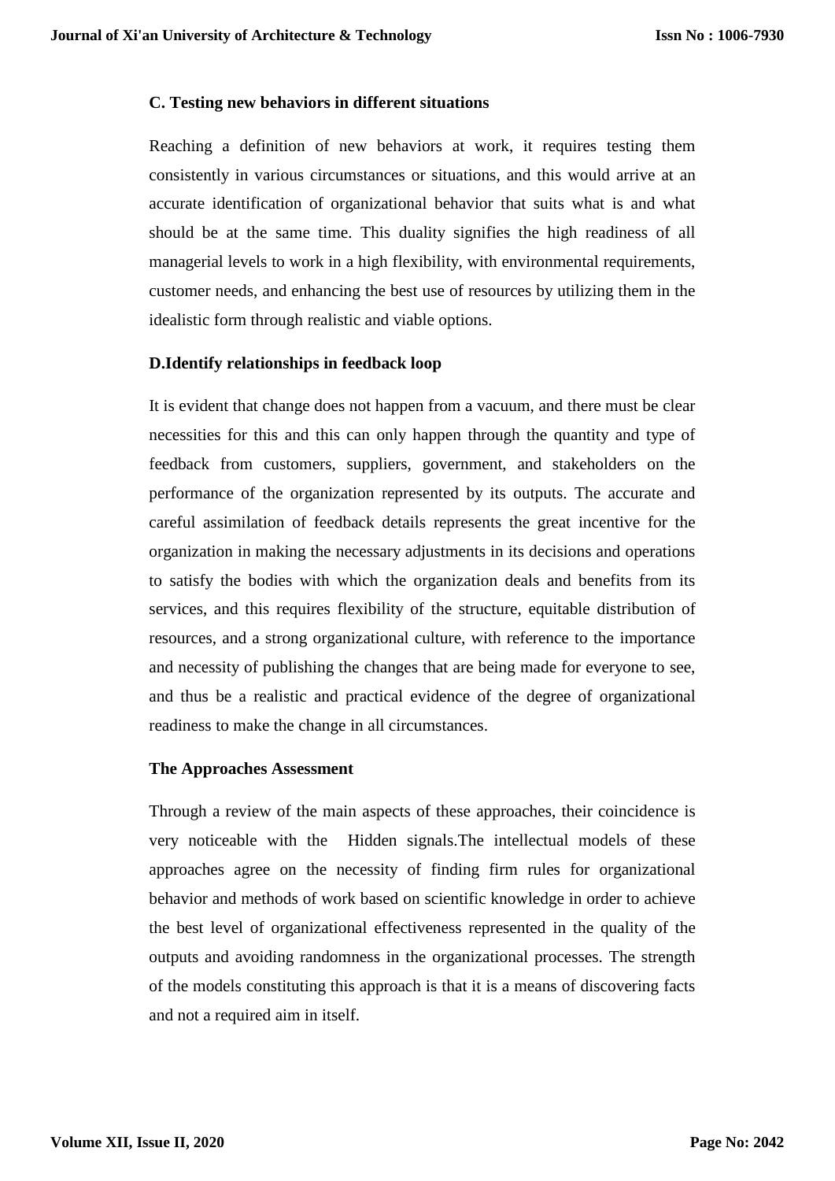**C. Testing new behaviors in different situations**

Reaching a definition of new behaviors at work, it requires testing them consistently in various circumstances or situations, and this would arrive at an accurate identification of organizational behavior that suits what is and what should be at the same time. This duality signifies the high readiness of all managerial levels to work in a high flexibility, with environmental requirements, customer needs, and enhancing the best use of resources by utilizing them in the idealistic form through realistic and viable options.

**D.Identify relationships in feedback loop**

It is evident that change does not happen from a vacuum, and there must be clear necessities for this and this can only happen through the quantity and type of feedback from customers, suppliers, government, and stakeholders on the performance of the organization represented by its outputs. The accurate and careful assimilation of feedback details represents the great incentive for the organization in making the necessary adjustments in its decisions and operations to satisfy the bodies with which the organization deals and benefits from its services, and this requires flexibility of the structure, equitable distribution of resources, and a strong organizational culture, with reference to the importance and necessity of publishing the changes that are being made for everyone to see, and thus be a realistic and practical evidence of the degree of organizational readiness to make the change in all circumstances.

**The Approaches Assessment**

Through a review of the main aspects of these approaches, their coincidence is very noticeable with the Hidden signals.The intellectual models of these approaches agree on the necessity of finding firm rules for organizational behavior and methods of work based on scientific knowledge in order to achieve the best level of organizational effectiveness represented in the quality of the outputs and avoiding randomness in the organizational processes. The strength of the models constituting this approach is that it is a means of discovering facts and not a required aim in itself.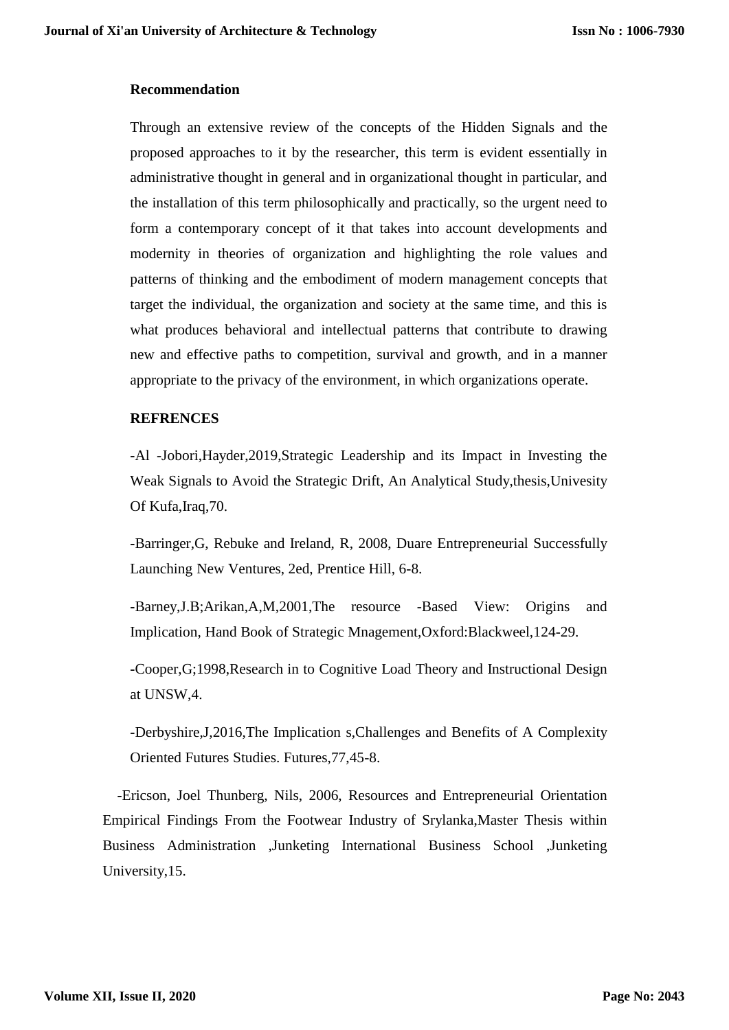## Recommendation

Through an extensive review of the concepts of the Hidden Signals and the proposed approaches to it by the researcher, this term is evident essentially in administrative thought in general and in organizational thought in particular, and the installation of this term philosophically and practically, so the urgent need to form a contemporary concept of it that takes into account developments and modernity in theories of organization and highlighting the role values and patterns of thinking and the embodiment of modern management concepts that target the individual, the organization and society at the same time, and this is what produces behavioral and intellectual patterns that contribute to drawing new and effective paths to competition, survival and growth, and in a manner appropriate to the privacy of the environment, in which organizations operate.

## REFRENCES

-Al -Jobori,Hayder,2019,Strategic Leadership and its Impact in Investing the Weak Signals to Avoid the Strategic Drift, An Analytical Study,thesis,Univesity Of Kufa,Iraq,70.

-Barringer,G, Rebuke and Ireland, R, 2008, Duare Entrepreneurial Successfully Launching New Ventures, 2ed, Prentice Hill, 6-8.

-Barney,J.B;Arikan,A,M,2001,The resource -Based View: Origins and Implication, Hand Book of Strategic Mnagement,Oxford:Blackweel,124-29.

-Cooper,G;1998,Research in to Cognitive Load Theory and Instructional Design at UNSW,4.

-Derbyshire,J,2016,The Implication s,Challenges and Benefits of A Complexity Oriented Futures Studies. Futures,77,45-8.

-Ericson, Joel Thunberg, Nils, 2006, Resources and Entrepreneurial Orientation Empirical Findings From the Footwear Industry of Srylanka,Master Thesis within Business Administration ,Junketing International Business School ,Junketing University,15.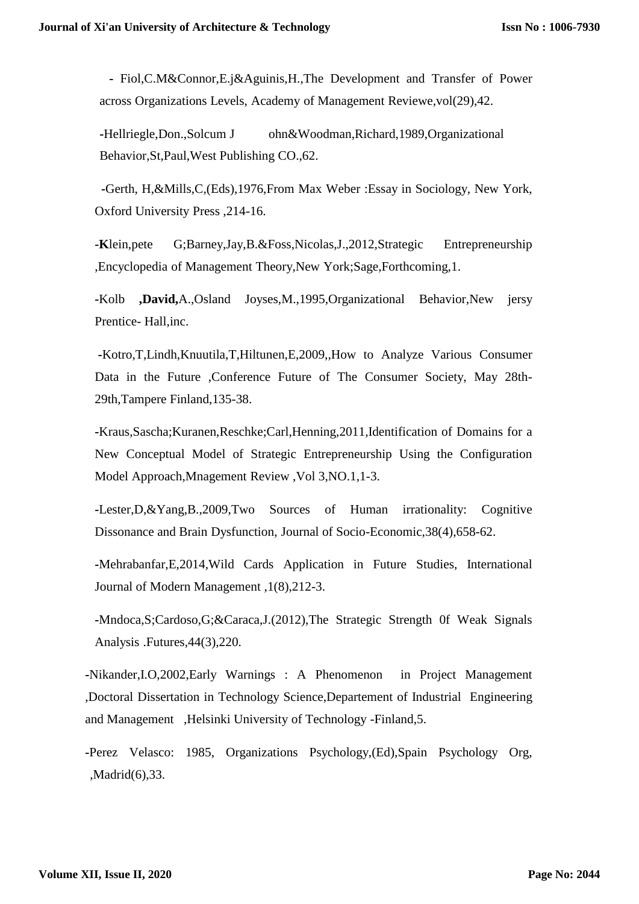- Fiol,C.M&Connor,E.j&Aguinis,H.,The Development and Transfer of Power across Organizations Levels, Academy of Management Reviewe,vol(29),42.

-Hellriegle,Don.,Solcum J ohn&Woodman,Richard,1989,Organizational Behavior,St,Paul,West Publishing CO.,62.

-Gerth, H,&Mills,C,(Eds),1976,From Max Weber :Essay in Sociology, New York, Oxford University Press ,214-16.

-**K**lein,pete G;Barney,Jay,B.&Foss,Nicolas,J.,2012,Strategic Entrepreneurship ,Encyclopedia of Management Theory,New York;Sage,Forthcoming,1.

-Kolb **,David,**A.,Osland Joyses,M.,1995,Organizational Behavior,New jersy Prentice- Hall,inc.

-Kotro,T,Lindh,Knuutila,T,Hiltunen,E,2009,,How to Analyze Various Consumer Data in the Future ,Conference Future of The Consumer Society, May 28th-29th,Tampere Finland,135-38.

-Kraus,Sascha;Kuranen,Reschke;Carl,Henning,2011,Identification of Domains for a New Conceptual Model of Strategic Entrepreneurship Using the Configuration Model Approach,Mnagement Review ,Vol 3,NO.1,1-3.

-Lester,D,&Yang,B.,2009,Two Sources of Human irrationality: Cognitive Dissonance and Brain Dysfunction, Journal of Socio-Economic,38(4),658-62.

-Mehrabanfar,E,2014,Wild Cards Application in Future Studies, International Journal of Modern Management ,1(8),212-3.

-Mndoca,S;Cardoso,G;&Caraca,J.(2012),The Strategic Strength 0f Weak Signals Analysis .Futures,44(3),220.

-Nikander,I.O,2002,Early Warnings : A Phenomenon in Project Management ,Doctoral Dissertation in Technology Science,Departement of Industrial Engineering and Management ,Helsinki University of Technology -Finland,5.

-Perez Velasco: 1985, Organizations Psychology,(Ed),Spain Psychology Org, ,Madrid(6),33.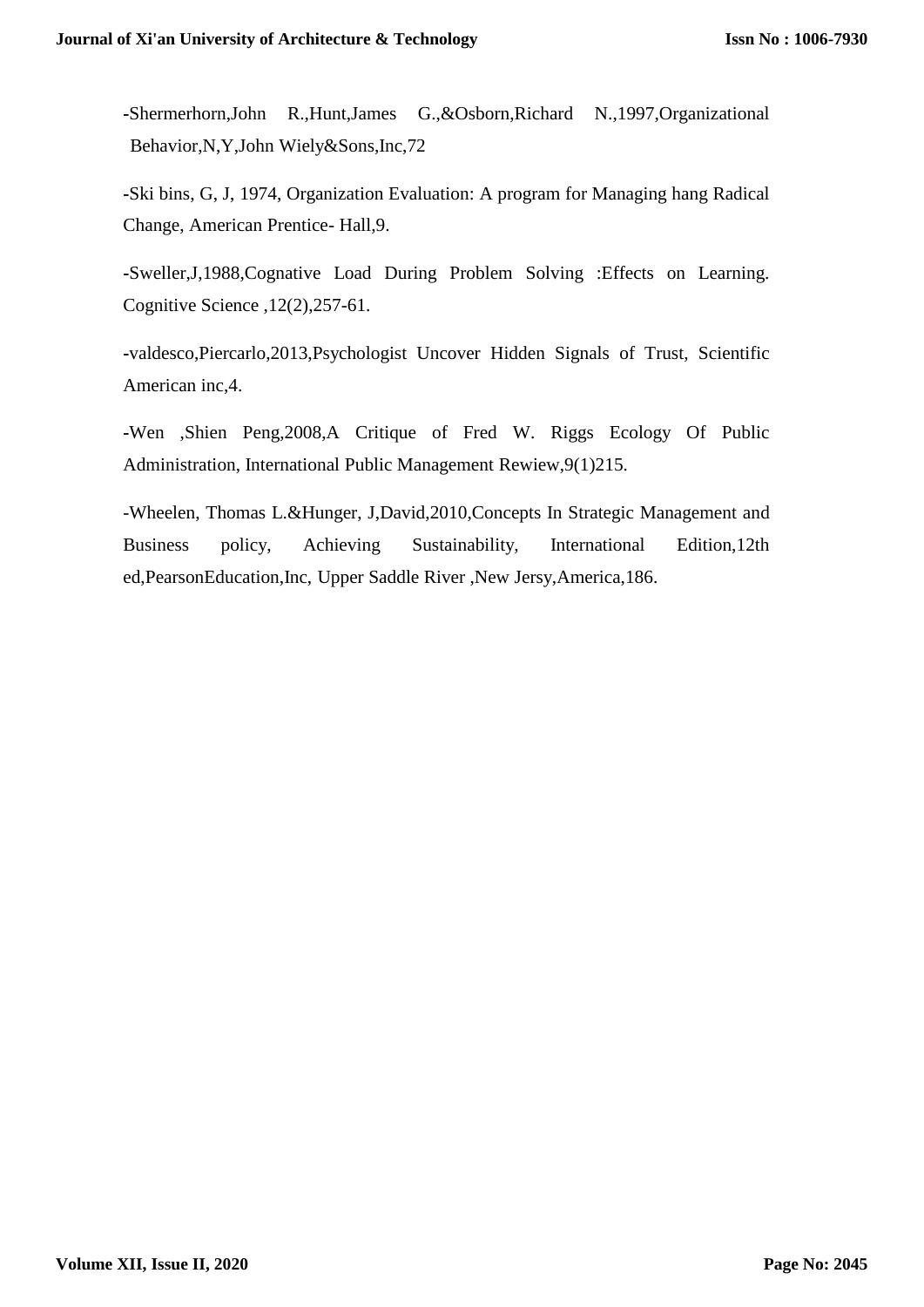-Shermerhorn,John R.,Hunt,James G.,&Osborn,Richard N.,1997,Organizational Behavior,N,Y,John Wiely&Sons,Inc,72

-Ski bins, G, J, 1974, Organization Evaluation: A program for Managing hang Radical Change, American Prentice- Hall,9.

-Sweller,J,1988,Cognative Load During Problem Solving :Effects on Learning. Cognitive Science ,12(2),257-61.

-valdesco,Piercarlo,2013,Psychologist Uncover Hidden Signals of Trust, Scientific American inc,4.

-Wen ,Shien Peng,2008,A Critique of Fred W. Riggs Ecology Of Public Administration, International Public Management Rewiew,9(1)215.

-Wheelen, Thomas L.&Hunger, J,David,2010,Concepts In Strategic Management and Business policy, Achieving Sustainability, International Edition,12th ed,PearsonEducation,Inc, Upper Saddle River ,New Jersy,America,186.